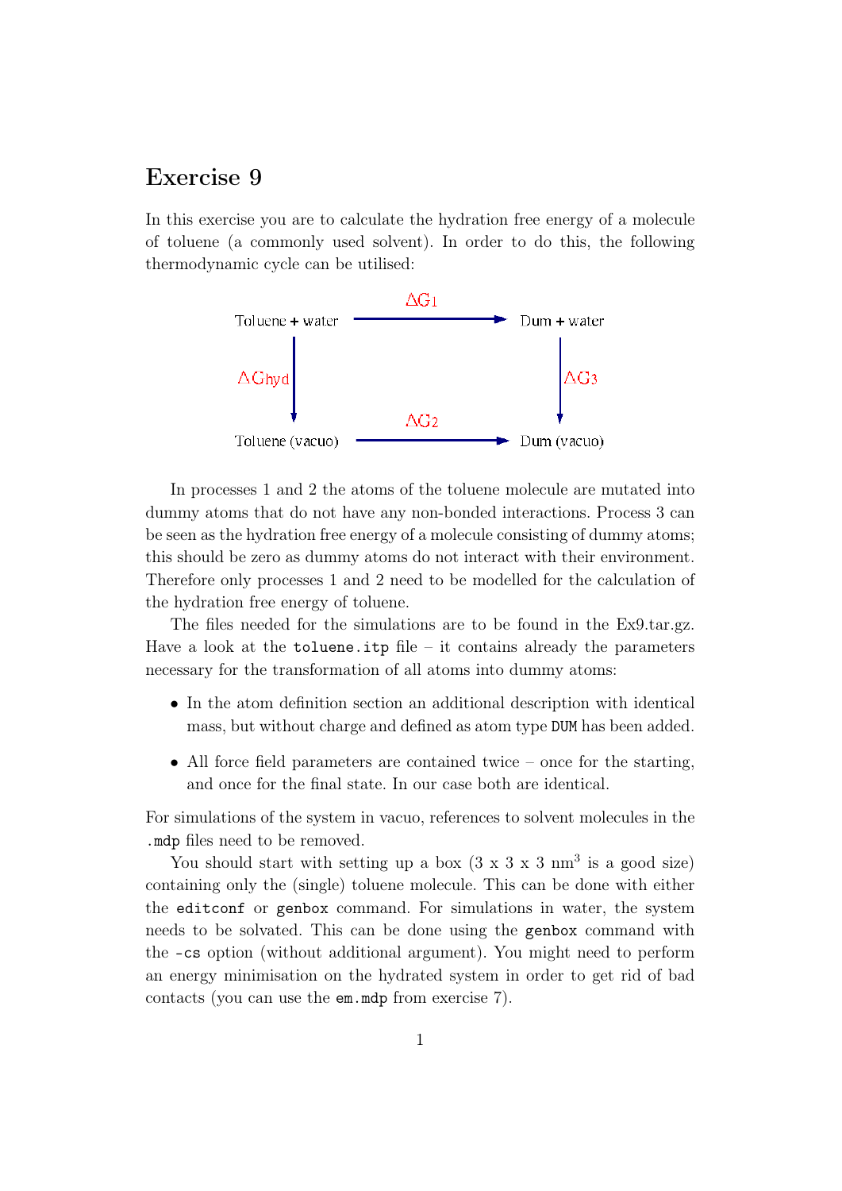# Exercise 9

In this exercise you are to calculate the hydration free energy of a molecule of toluene (a commonly used solvent). In order to do this, the following thermodynamic cycle can be utilised:

Toluene + water —$\Delta G_1$→ Dum + water

Toluene + water —$\Delta G_{hyd}$→ Toluene (vacuo)

Dum + water —$\Delta G_3$→ Dum (vacuo)

Toluene (vacuo) —$\Delta G_2$→ Dum (vacuo)

In processes 1 and 2 the atoms of the toluene molecule are mutated into dummy atoms that do not have any non-bonded interactions. Process 3 can be seen as the hydration free energy of a molecule consisting of dummy atoms; this should be zero as dummy atoms do not interact with their environment. Therefore only processes 1 and 2 need to be modelled for the calculation of the hydration free energy of toluene.

The files needed for the simulations are to be found in the Ex9.tar.gz. Have a look at the `toluene.itp` file – it contains already the parameters necessary for the transformation of all atoms into dummy atoms:

- In the atom definition section an additional description with identical mass, but without charge and defined as atom type `DUM` has been added.
- All force field parameters are contained twice – once for the starting, and once for the final state. In our case both are identical.

For simulations of the system in vacuo, references to solvent molecules in the `.mdp` files need to be removed.

You should start with setting up a box (3 x 3 x 3 nm$^3$ is a good size) containing only the (single) toluene molecule. This can be done with either the `editconf` or `genbox` command. For simulations in water, the system needs to be solvated. This can be done using the `genbox` command with the `-cs` option (without additional argument). You might need to perform an energy minimisation on the hydrated system in order to get rid of bad contacts (you can use the `em.mdp` from exercise 7).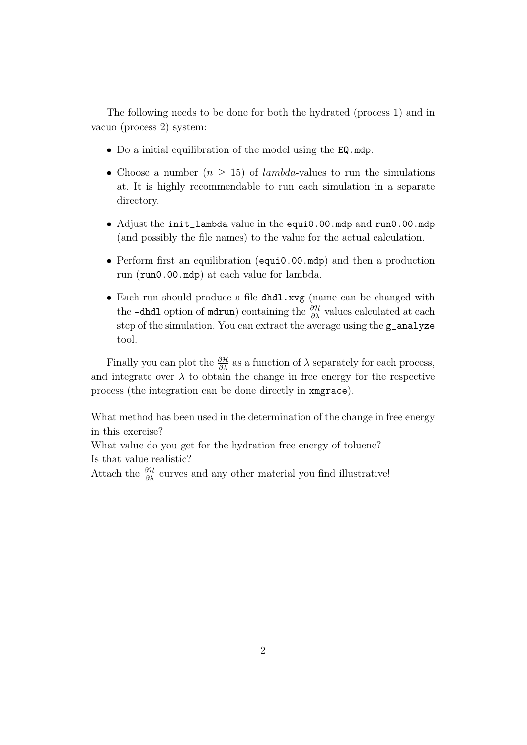The following needs to be done for both the hydrated (process 1) and in vacuo (process 2) system:

- Do a initial equilibration of the model using the `EQ.mdp`.
- Choose a number ($n \geq 15$) of *lambda*-values to run the simulations at. It is highly recommendable to run each simulation in a separate directory.
- Adjust the `init_lambda` value in the `equi0.00.mdp` and `run0.00.mdp` (and possibly the file names) to the value for the actual calculation.
- Perform first an equilibration (`equi0.00.mdp`) and then a production run (`run0.00.mdp`) at each value for lambda.
- Each run should produce a file `dhdl.xvg` (name can be changed with the `-dhdl` option of `mdrun`) containing the $\frac{\partial \mathcal{H}}{\partial \lambda}$ values calculated at each step of the simulation. You can extract the average using the `g_analyze` tool.

Finally you can plot the $\frac{\partial \mathcal{H}}{\partial \lambda}$ as a function of $\lambda$ separately for each process, and integrate over $\lambda$ to obtain the change in free energy for the respective process (the integration can be done directly in `xmgrace`).

What method has been used in the determination of the change in free energy in this exercise?
What value do you get for the hydration free energy of toluene?
Is that value realistic?
Attach the $\frac{\partial \mathcal{H}}{\partial \lambda}$ curves and any other material you find illustrative!